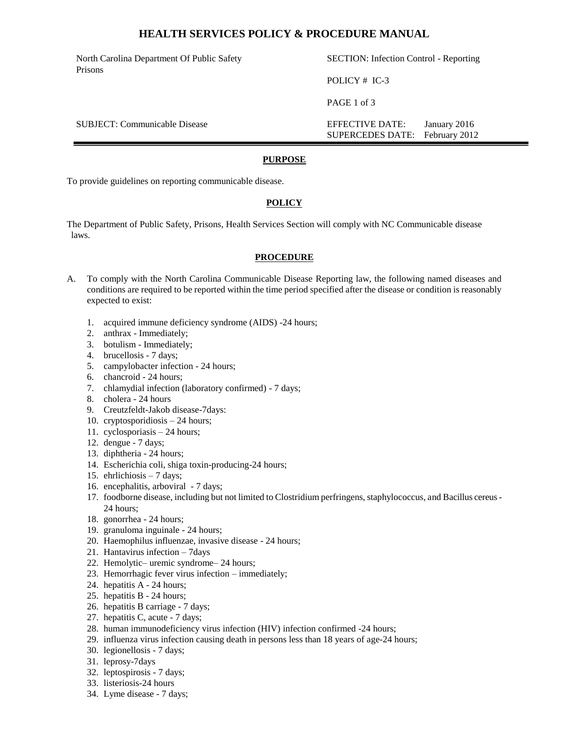# HEALTH SERVICES POLICY & PROCEDURE MANUAL

| North Carolina Department Of Public Safety Prisons | SECTION: Infection Control - Reporting |
| --- | --- |
| | POLICY # IC-3 |
| | PAGE 1 of 3 |
| SUBJECT: Communicable Disease | EFFECTIVE DATE: January 2016<br>SUPERCEDES DATE: February 2012 |

## PURPOSE

To provide guidelines on reporting communicable disease.

## POLICY

The Department of Public Safety, Prisons, Health Services Section will comply with NC Communicable disease laws.

## PROCEDURE

A. To comply with the North Carolina Communicable Disease Reporting law, the following named diseases and conditions are required to be reported within the time period specified after the disease or condition is reasonably expected to exist:

1. acquired immune deficiency syndrome (AIDS) -24 hours;
2. anthrax - Immediately;
3. botulism - Immediately;
4. brucellosis - 7 days;
5. campylobacter infection - 24 hours;
6. chancroid - 24 hours;
7. chlamydial infection (laboratory confirmed) - 7 days;
8. cholera - 24 hours
9. Creutzfeldt-Jakob disease-7days:
10. cryptosporidiosis – 24 hours;
11. cyclosporiasis – 24 hours;
12. dengue - 7 days;
13. diphtheria - 24 hours;
14. Escherichia coli, shiga toxin-producing-24 hours;
15. ehrlichiosis – 7 days;
16. encephalitis, arboviral - 7 days;
17. foodborne disease, including but not limited to Clostridium perfringens, staphylococcus, and Bacillus cereus - 24 hours;
18. gonorrhea - 24 hours;
19. granuloma inguinale - 24 hours;
20. Haemophilus influenzae, invasive disease - 24 hours;
21. Hantavirus infection – 7days
22. Hemolytic– uremic syndrome– 24 hours;
23. Hemorrhagic fever virus infection – immediately;
24. hepatitis A - 24 hours;
25. hepatitis B - 24 hours;
26. hepatitis B carriage - 7 days;
27. hepatitis C, acute - 7 days;
28. human immunodeficiency virus infection (HIV) infection confirmed -24 hours;
29. influenza virus infection causing death in persons less than 18 years of age-24 hours;
30. legionellosis - 7 days;
31. leprosy-7days
32. leptospirosis - 7 days;
33. listeriosis-24 hours
34. Lyme disease - 7 days;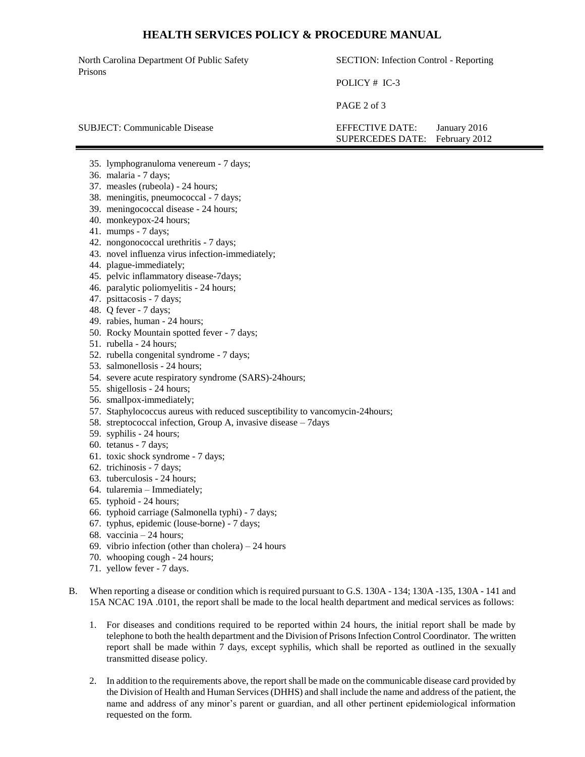35. lymphogranuloma venereum - 7 days;
36. malaria - 7 days;
37. measles (rubeola) - 24 hours;
38. meningitis, pneumococcal - 7 days;
39. meningococcal disease - 24 hours;
40. monkeypox-24 hours;
41. mumps - 7 days;
42. nongonococcal urethritis - 7 days;
43. novel influenza virus infection-immediately;
44. plague-immediately;
45. pelvic inflammatory disease-7days;
46. paralytic poliomyelitis - 24 hours;
47. psittacosis - 7 days;
48. Q fever - 7 days;
49. rabies, human - 24 hours;
50. Rocky Mountain spotted fever - 7 days;
51. rubella - 24 hours;
52. rubella congenital syndrome - 7 days;
53. salmonellosis - 24 hours;
54. severe acute respiratory syndrome (SARS)-24hours;
55. shigellosis - 24 hours;
56. smallpox-immediately;
57. Staphylococcus aureus with reduced susceptibility to vancomycin-24hours;
58. streptococcal infection, Group A, invasive disease – 7days
59. syphilis - 24 hours;
60. tetanus - 7 days;
61. toxic shock syndrome - 7 days;
62. trichinosis - 7 days;
63. tuberculosis - 24 hours;
64. tularemia – Immediately;
65. typhoid - 24 hours;
66. typhoid carriage (Salmonella typhi) - 7 days;
67. typhus, epidemic (louse-borne) - 7 days;
68. vaccinia – 24 hours;
69. vibrio infection (other than cholera) – 24 hours
70. whooping cough - 24 hours;
71. yellow fever - 7 days.

B. When reporting a disease or condition which is required pursuant to G.S. 130A - 134; 130A -135, 130A - 141 and 15A NCAC 19A .0101, the report shall be made to the local health department and medical services as follows:

   1. For diseases and conditions required to be reported within 24 hours, the initial report shall be made by telephone to both the health department and the Division of Prisons Infection Control Coordinator. The written report shall be made within 7 days, except syphilis, which shall be reported as outlined in the sexually transmitted disease policy.

   2. In addition to the requirements above, the report shall be made on the communicable disease card provided by the Division of Health and Human Services (DHHS) and shall include the name and address of the patient, the name and address of any minor's parent or guardian, and all other pertinent epidemiological information requested on the form.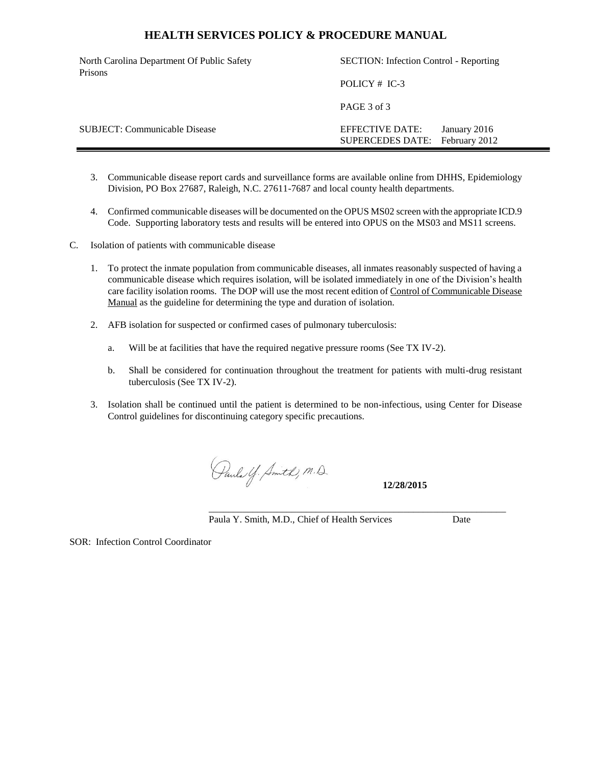3. Communicable disease report cards and surveillance forms are available online from DHHS, Epidemiology Division, PO Box 27687, Raleigh, N.C. 27611-7687 and local county health departments.

4. Confirmed communicable diseases will be documented on the OPUS MS02 screen with the appropriate ICD.9 Code. Supporting laboratory tests and results will be entered into OPUS on the MS03 and MS11 screens.

C. Isolation of patients with communicable disease

1. To protect the inmate population from communicable diseases, all inmates reasonably suspected of having a communicable disease which requires isolation, will be isolated immediately in one of the Division's health care facility isolation rooms. The DOP will use the most recent edition of Control of Communicable Disease Manual as the guideline for determining the type and duration of isolation.

2. AFB isolation for suspected or confirmed cases of pulmonary tuberculosis:

   a. Will be at facilities that have the required negative pressure rooms (See TX IV-2).

   b. Shall be considered for continuation throughout the treatment for patients with multi-drug resistant tuberculosis (See TX IV-2).

3. Isolation shall be continued until the patient is determined to be non-infectious, using Center for Disease Control guidelines for discontinuing category specific precautions.

Paula Y. Smith, M.D. **12/28/2015**

Paula Y. Smith, M.D., Chief of Health Services Date

SOR: Infection Control Coordinator